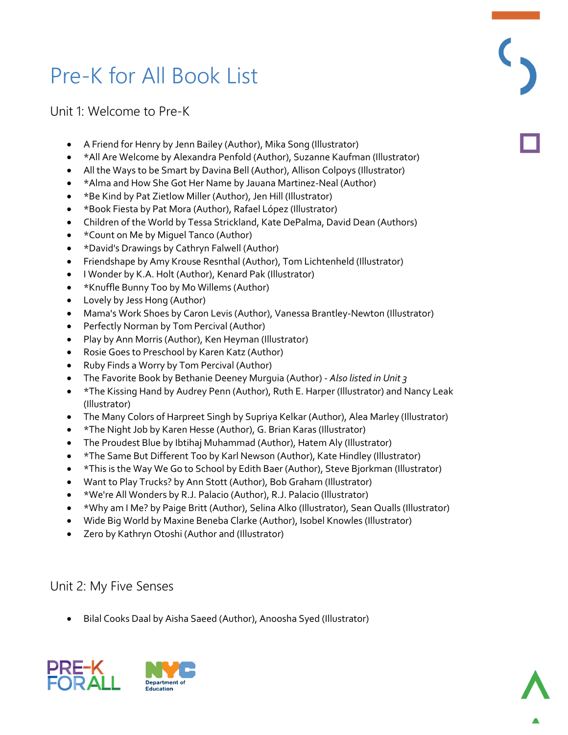# Pre-K for All Book List

## Unit 1: Welcome to Pre-K

- A Friend for Henry by Jenn Bailey (Author), Mika Song (Illustrator)
- *All Are Welcome by Alexandra Penfold (Author), Suzanne Kaufman (Illustrator)
- All the Ways to be Smart by Davina Bell (Author), Allison Colpoys (Illustrator)
- *Alma and How She Got Her Name by Jauana Martinez-Neal (Author)
- *Be Kind by Pat Zietlow Miller (Author), Jen Hill (Illustrator)
- *Book Fiesta by Pat Mora (Author), Rafael López (Illustrator)
- Children of the World by Tessa Strickland, Kate DePalma, David Dean (Authors)
- *Count on Me by Miguel Tanco (Author)
- *David's Drawings by Cathryn Falwell (Author)
- Friendshape by Amy Krouse Resnthal (Author), Tom Lichtenheld (Illustrator)
- I Wonder by K.A. Holt (Author), Kenard Pak (Illustrator)
- *Knuffle Bunny Too by Mo Willems (Author)
- Lovely by Jess Hong (Author)
- Mama's Work Shoes by Caron Levis (Author), Vanessa Brantley-Newton (Illustrator)
- Perfectly Norman by Tom Percival (Author)
- Play by Ann Morris (Author), Ken Heyman (Illustrator)
- Rosie Goes to Preschool by Karen Katz (Author)
- Ruby Finds a Worry by Tom Percival (Author)
- The Favorite Book by Bethanie Deeney Murguia (Author) - *Also listed in Unit 3*
- *The Kissing Hand by Audrey Penn (Author), Ruth E. Harper (Illustrator) and Nancy Leak (Illustrator)
- The Many Colors of Harpreet Singh by Supriya Kelkar (Author), Alea Marley (Illustrator)
- *The Night Job by Karen Hesse (Author), G. Brian Karas (Illustrator)
- The Proudest Blue by Ibtihaj Muhammad (Author), Hatem Aly (Illustrator)
- *The Same But Different Too by Karl Newson (Author), Kate Hindley (Illustrator)
- *This is the Way We Go to School by Edith Baer (Author), Steve Bjorkman (Illustrator)
- Want to Play Trucks? by Ann Stott (Author), Bob Graham (Illustrator)
- *We're All Wonders by R.J. Palacio (Author), R.J. Palacio (Illustrator)
- *Why am I Me? by Paige Britt (Author), Selina Alko (Illustrator), Sean Qualls (Illustrator)
- Wide Big World by Maxine Beneba Clarke (Author), Isobel Knowles (Illustrator)
- Zero by Kathryn Otoshi (Author and (Illustrator)

## Unit 2: My Five Senses

- Bilal Cooks Daal by Aisha Saeed (Author), Anoosha Syed (Illustrator)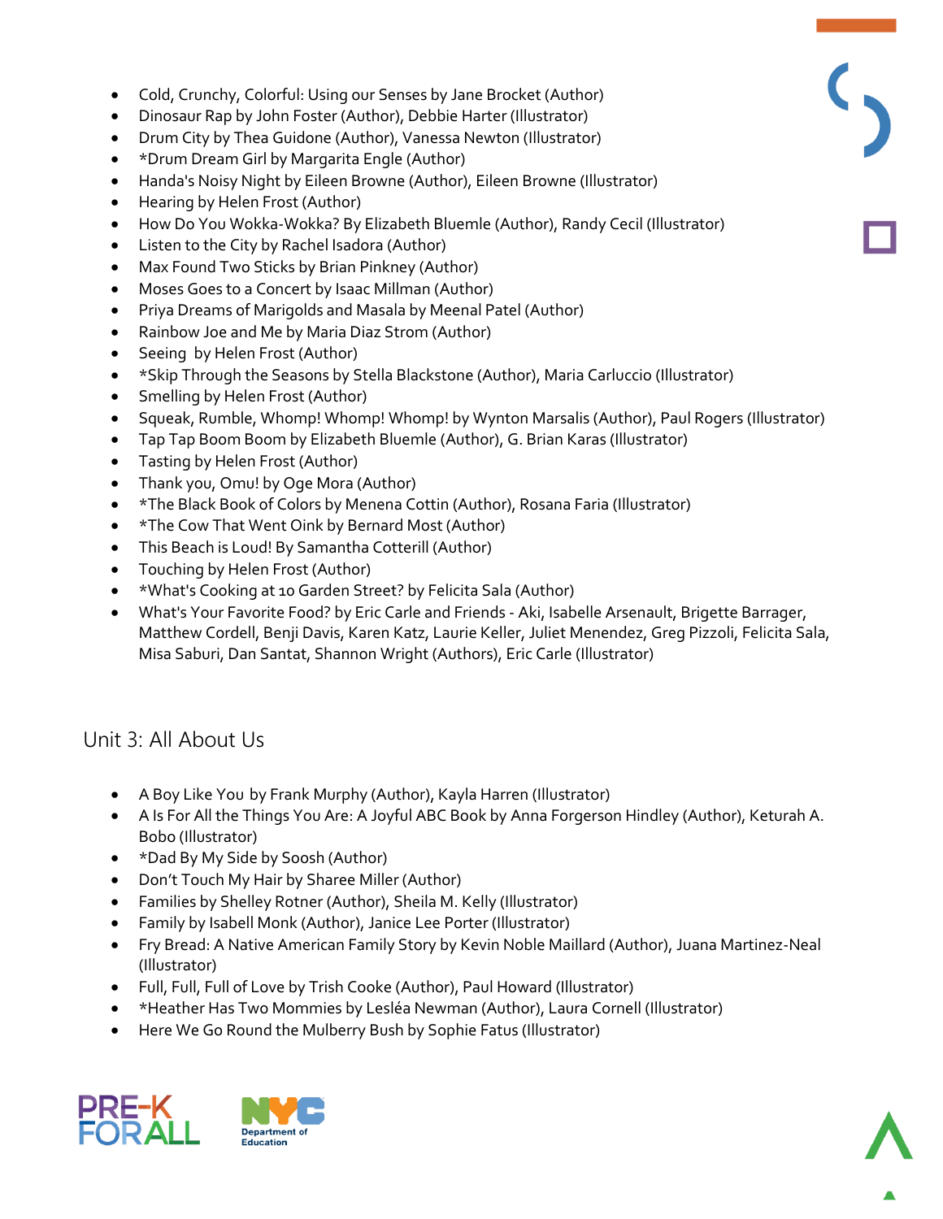- Cold, Crunchy, Colorful: Using our Senses by Jane Brocket (Author)
- Dinosaur Rap by John Foster (Author), Debbie Harter (Illustrator)
- Drum City by Thea Guidone (Author), Vanessa Newton (Illustrator)
- *Drum Dream Girl by Margarita Engle (Author)
- Handa's Noisy Night by Eileen Browne (Author), Eileen Browne (Illustrator)
- Hearing by Helen Frost (Author)
- How Do You Wokka-Wokka? By Elizabeth Bluemle (Author), Randy Cecil (Illustrator)
- Listen to the City by Rachel Isadora (Author)
- Max Found Two Sticks by Brian Pinkney (Author)
- Moses Goes to a Concert by Isaac Millman (Author)
- Priya Dreams of Marigolds and Masala by Meenal Patel (Author)
- Rainbow Joe and Me by Maria Diaz Strom (Author)
- Seeing by Helen Frost (Author)
- *Skip Through the Seasons by Stella Blackstone (Author), Maria Carluccio (Illustrator)
- Smelling by Helen Frost (Author)
- Squeak, Rumble, Whomp! Whomp! Whomp! by Wynton Marsalis (Author), Paul Rogers (Illustrator)
- Tap Tap Boom Boom by Elizabeth Bluemle (Author), G. Brian Karas (Illustrator)
- Tasting by Helen Frost (Author)
- Thank you, Omu! by Oge Mora (Author)
- *The Black Book of Colors by Menena Cottin (Author), Rosana Faria (Illustrator)
- *The Cow That Went Oink by Bernard Most (Author)
- This Beach is Loud! By Samantha Cotterill (Author)
- Touching by Helen Frost (Author)
- *What's Cooking at 10 Garden Street? by Felicita Sala (Author)
- What's Your Favorite Food? by Eric Carle and Friends - Aki, Isabelle Arsenault, Brigette Barrager, Matthew Cordell, Benji Davis, Karen Katz, Laurie Keller, Juliet Menendez, Greg Pizzoli, Felicita Sala, Misa Saburi, Dan Santat, Shannon Wright (Authors), Eric Carle (Illustrator)

## Unit 3: All About Us

- A Boy Like You by Frank Murphy (Author), Kayla Harren (Illustrator)
- A Is For All the Things You Are: A Joyful ABC Book by Anna Forgerson Hindley (Author), Keturah A. Bobo (Illustrator)
- *Dad By My Side by Soosh (Author)
- Don't Touch My Hair by Sharee Miller (Author)
- Families by Shelley Rotner (Author), Sheila M. Kelly (Illustrator)
- Family by Isabell Monk (Author), Janice Lee Porter (Illustrator)
- Fry Bread: A Native American Family Story by Kevin Noble Maillard (Author), Juana Martinez-Neal (Illustrator)
- Full, Full, Full of Love by Trish Cooke (Author), Paul Howard (Illustrator)
- *Heather Has Two Mommies by Lesléa Newman (Author), Laura Cornell (Illustrator)
- Here We Go Round the Mulberry Bush by Sophie Fatus (Illustrator)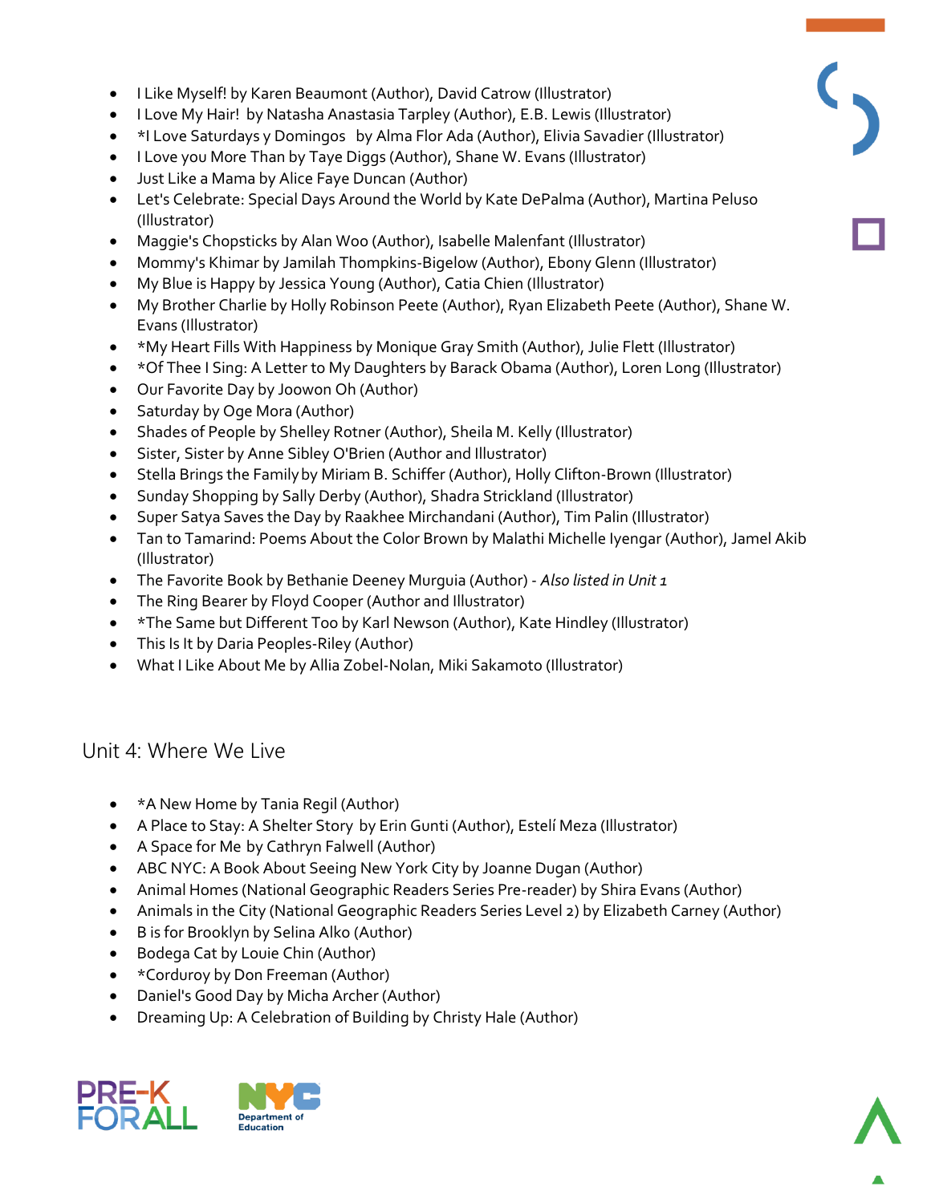- I Like Myself! by Karen Beaumont (Author), David Catrow (Illustrator)
- I Love My Hair! by Natasha Anastasia Tarpley (Author), E.B. Lewis (Illustrator)
- *I Love Saturdays y Domingos by Alma Flor Ada (Author), Elivia Savadier (Illustrator)
- I Love you More Than by Taye Diggs (Author), Shane W. Evans (Illustrator)
- Just Like a Mama by Alice Faye Duncan (Author)
- Let's Celebrate: Special Days Around the World by Kate DePalma (Author), Martina Peluso (Illustrator)
- Maggie's Chopsticks by Alan Woo (Author), Isabelle Malenfant (Illustrator)
- Mommy's Khimar by Jamilah Thompkins-Bigelow (Author), Ebony Glenn (Illustrator)
- My Blue is Happy by Jessica Young (Author), Catia Chien (Illustrator)
- My Brother Charlie by Holly Robinson Peete (Author), Ryan Elizabeth Peete (Author), Shane W. Evans (Illustrator)
- *My Heart Fills With Happiness by Monique Gray Smith (Author), Julie Flett (Illustrator)
- *Of Thee I Sing: A Letter to My Daughters by Barack Obama (Author), Loren Long (Illustrator)
- Our Favorite Day by Joowon Oh (Author)
- Saturday by Oge Mora (Author)
- Shades of People by Shelley Rotner (Author), Sheila M. Kelly (Illustrator)
- Sister, Sister by Anne Sibley O'Brien (Author and Illustrator)
- Stella Brings the Family by Miriam B. Schiffer (Author), Holly Clifton-Brown (Illustrator)
- Sunday Shopping by Sally Derby (Author), Shadra Strickland (Illustrator)
- Super Satya Saves the Day by Raakhee Mirchandani (Author), Tim Palin (Illustrator)
- Tan to Tamarind: Poems About the Color Brown by Malathi Michelle Iyengar (Author), Jamel Akib (Illustrator)
- The Favorite Book by Bethanie Deeney Murguia (Author) - *Also listed in Unit 1*
- The Ring Bearer by Floyd Cooper (Author and Illustrator)
- *The Same but Different Too by Karl Newson (Author), Kate Hindley (Illustrator)
- This Is It by Daria Peoples-Riley (Author)
- What I Like About Me by Allia Zobel-Nolan, Miki Sakamoto (Illustrator)

## Unit 4: Where We Live

- *A New Home by Tania Regil (Author)
- A Place to Stay: A Shelter Story by Erin Gunti (Author), Estelí Meza (Illustrator)
- A Space for Me by Cathryn Falwell (Author)
- ABC NYC: A Book About Seeing New York City by Joanne Dugan (Author)
- Animal Homes (National Geographic Readers Series Pre-reader) by Shira Evans (Author)
- Animals in the City (National Geographic Readers Series Level 2) by Elizabeth Carney (Author)
- B is for Brooklyn by Selina Alko (Author)
- Bodega Cat by Louie Chin (Author)
- *Corduroy by Don Freeman (Author)
- Daniel's Good Day by Micha Archer (Author)
- Dreaming Up: A Celebration of Building by Christy Hale (Author)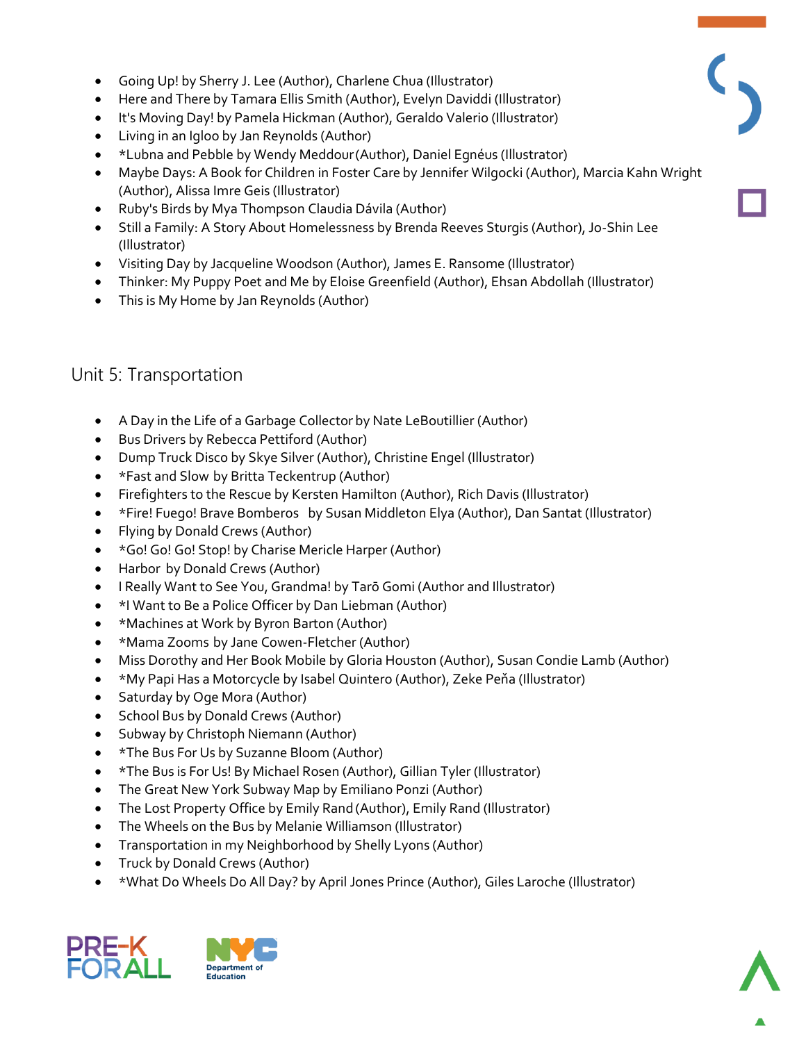- Going Up! by Sherry J. Lee (Author), Charlene Chua (Illustrator)
- Here and There by Tamara Ellis Smith (Author), Evelyn Daviddi (Illustrator)
- It's Moving Day! by Pamela Hickman (Author), Geraldo Valerio (Illustrator)
- Living in an Igloo by Jan Reynolds (Author)
- *Lubna and Pebble by Wendy Meddour (Author), Daniel Egnéus (Illustrator)
- Maybe Days: A Book for Children in Foster Care by Jennifer Wilgocki (Author), Marcia Kahn Wright (Author), Alissa Imre Geis (Illustrator)
- Ruby's Birds by Mya Thompson Claudia Dávila (Author)
- Still a Family: A Story About Homelessness by Brenda Reeves Sturgis (Author), Jo-Shin Lee (Illustrator)
- Visiting Day by Jacqueline Woodson (Author), James E. Ransome (Illustrator)
- Thinker: My Puppy Poet and Me by Eloise Greenfield (Author), Ehsan Abdollah (Illustrator)
- This is My Home by Jan Reynolds (Author)

## Unit 5: Transportation

- A Day in the Life of a Garbage Collector by Nate LeBoutillier (Author)
- Bus Drivers by Rebecca Pettiford (Author)
- Dump Truck Disco by Skye Silver (Author), Christine Engel (Illustrator)
- *Fast and Slow by Britta Teckentrup (Author)
- Firefighters to the Rescue by Kersten Hamilton (Author), Rich Davis (Illustrator)
- *Fire! Fuego! Brave Bomberos by Susan Middleton Elya (Author), Dan Santat (Illustrator)
- Flying by Donald Crews (Author)
- *Go! Go! Go! Stop! by Charise Mericle Harper (Author)
- Harbor by Donald Crews (Author)
- I Really Want to See You, Grandma! by Tarō Gomi (Author and Illustrator)
- *I Want to Be a Police Officer by Dan Liebman (Author)
- *Machines at Work by Byron Barton (Author)
- *Mama Zooms by Jane Cowen-Fletcher (Author)
- Miss Dorothy and Her Book Mobile by Gloria Houston (Author), Susan Condie Lamb (Author)
- *My Papi Has a Motorcycle by Isabel Quintero (Author), Zeke Peňa (Illustrator)
- Saturday by Oge Mora (Author)
- School Bus by Donald Crews (Author)
- Subway by Christoph Niemann (Author)
- *The Bus For Us by Suzanne Bloom (Author)
- *The Bus is For Us! By Michael Rosen (Author), Gillian Tyler (Illustrator)
- The Great New York Subway Map by Emiliano Ponzi (Author)
- The Lost Property Office by Emily Rand (Author), Emily Rand (Illustrator)
- The Wheels on the Bus by Melanie Williamson (Illustrator)
- Transportation in my Neighborhood by Shelly Lyons (Author)
- Truck by Donald Crews (Author)
- *What Do Wheels Do All Day? by April Jones Prince (Author), Giles Laroche (Illustrator)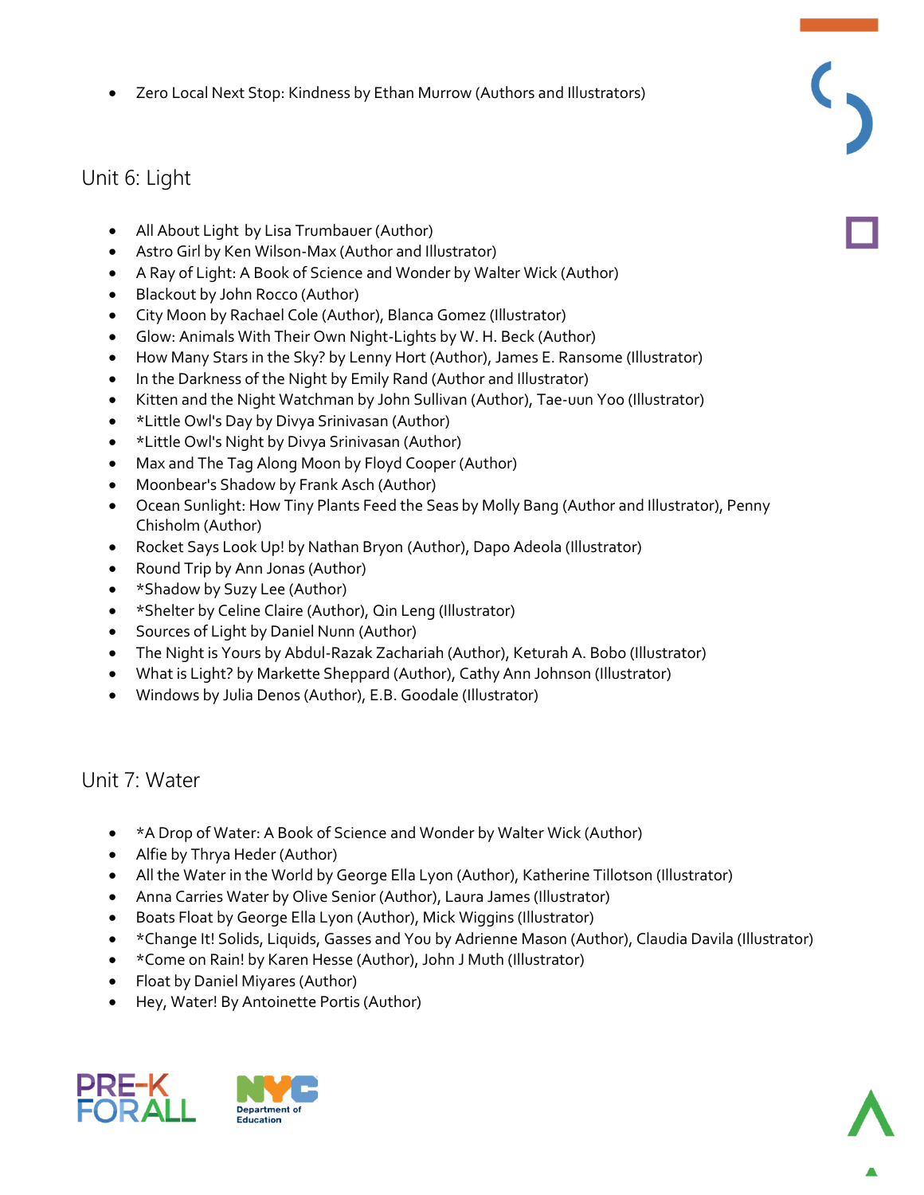- Zero Local Next Stop: Kindness by Ethan Murrow (Authors and Illustrators)

## Unit 6: Light

- All About Light by Lisa Trumbauer (Author)
- Astro Girl by Ken Wilson-Max (Author and Illustrator)
- A Ray of Light: A Book of Science and Wonder by Walter Wick (Author)
- Blackout by John Rocco (Author)
- City Moon by Rachael Cole (Author), Blanca Gomez (Illustrator)
- Glow: Animals With Their Own Night-Lights by W. H. Beck (Author)
- How Many Stars in the Sky? by Lenny Hort (Author), James E. Ransome (Illustrator)
- In the Darkness of the Night by Emily Rand (Author and Illustrator)
- Kitten and the Night Watchman by John Sullivan (Author), Tae-uun Yoo (Illustrator)
- *Little Owl's Day by Divya Srinivasan (Author)
- *Little Owl's Night by Divya Srinivasan (Author)
- Max and The Tag Along Moon by Floyd Cooper (Author)
- Moonbear's Shadow by Frank Asch (Author)
- Ocean Sunlight: How Tiny Plants Feed the Seas by Molly Bang (Author and Illustrator), Penny Chisholm (Author)
- Rocket Says Look Up! by Nathan Bryon (Author), Dapo Adeola (Illustrator)
- Round Trip by Ann Jonas (Author)
- *Shadow by Suzy Lee (Author)
- *Shelter by Celine Claire (Author), Qin Leng (Illustrator)
- Sources of Light by Daniel Nunn (Author)
- The Night is Yours by Abdul-Razak Zachariah (Author), Keturah A. Bobo (Illustrator)
- What is Light? by Markette Sheppard (Author), Cathy Ann Johnson (Illustrator)
- Windows by Julia Denos (Author), E.B. Goodale (Illustrator)

## Unit 7: Water

- *A Drop of Water: A Book of Science and Wonder by Walter Wick (Author)
- Alfie by Thrya Heder (Author)
- All the Water in the World by George Ella Lyon (Author), Katherine Tillotson (Illustrator)
- Anna Carries Water by Olive Senior (Author), Laura James (Illustrator)
- Boats Float by George Ella Lyon (Author), Mick Wiggins (Illustrator)
- *Change It! Solids, Liquids, Gasses and You by Adrienne Mason (Author), Claudia Davila (Illustrator)
- *Come on Rain! by Karen Hesse (Author), John J Muth (Illustrator)
- Float by Daniel Miyares (Author)
- Hey, Water! By Antoinette Portis (Author)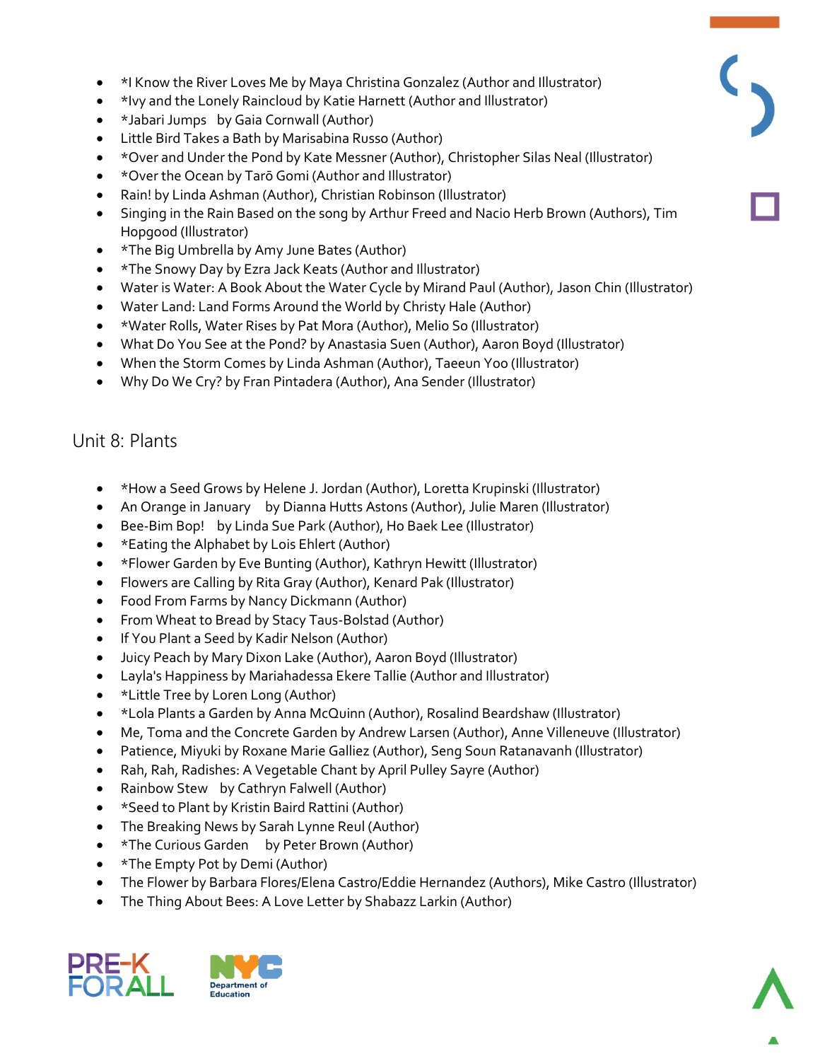- *I Know the River Loves Me by Maya Christina Gonzalez (Author and Illustrator)
- *Ivy and the Lonely Raincloud by Katie Harnett (Author and Illustrator)
- *Jabari Jumps by Gaia Cornwall (Author)
- Little Bird Takes a Bath by Marisabina Russo (Author)
- *Over and Under the Pond by Kate Messner (Author), Christopher Silas Neal (Illustrator)
- *Over the Ocean by Tarō Gomi (Author and Illustrator)
- Rain! by Linda Ashman (Author), Christian Robinson (Illustrator)
- Singing in the Rain Based on the song by Arthur Freed and Nacio Herb Brown (Authors), Tim Hopgood (Illustrator)
- *The Big Umbrella by Amy June Bates (Author)
- *The Snowy Day by Ezra Jack Keats (Author and Illustrator)
- Water is Water: A Book About the Water Cycle by Mirand Paul (Author), Jason Chin (Illustrator)
- Water Land: Land Forms Around the World by Christy Hale (Author)
- *Water Rolls, Water Rises by Pat Mora (Author), Melio So (Illustrator)
- What Do You See at the Pond? by Anastasia Suen (Author), Aaron Boyd (Illustrator)
- When the Storm Comes by Linda Ashman (Author), Taeeun Yoo (Illustrator)
- Why Do We Cry? by Fran Pintadera (Author), Ana Sender (Illustrator)

## Unit 8: Plants

- *How a Seed Grows by Helene J. Jordan (Author), Loretta Krupinski (Illustrator)
- An Orange in January by Dianna Hutts Astons (Author), Julie Maren (Illustrator)
- Bee-Bim Bop! by Linda Sue Park (Author), Ho Baek Lee (Illustrator)
- *Eating the Alphabet by Lois Ehlert (Author)
- *Flower Garden by Eve Bunting (Author), Kathryn Hewitt (Illustrator)
- Flowers are Calling by Rita Gray (Author), Kenard Pak (Illustrator)
- Food From Farms by Nancy Dickmann (Author)
- From Wheat to Bread by Stacy Taus-Bolstad (Author)
- If You Plant a Seed by Kadir Nelson (Author)
- Juicy Peach by Mary Dixon Lake (Author), Aaron Boyd (Illustrator)
- Layla's Happiness by Mariahadessa Ekere Tallie (Author and Illustrator)
- *Little Tree by Loren Long (Author)
- *Lola Plants a Garden by Anna McQuinn (Author), Rosalind Beardshaw (Illustrator)
- Me, Toma and the Concrete Garden by Andrew Larsen (Author), Anne Villeneuve (Illustrator)
- Patience, Miyuki by Roxane Marie Galliez (Author), Seng Soun Ratanavanh (Illustrator)
- Rah, Rah, Radishes: A Vegetable Chant by April Pulley Sayre (Author)
- Rainbow Stew by Cathryn Falwell (Author)
- *Seed to Plant by Kristin Baird Rattini (Author)
- The Breaking News by Sarah Lynne Reul (Author)
- *The Curious Garden by Peter Brown (Author)
- *The Empty Pot by Demi (Author)
- The Flower by Barbara Flores/Elena Castro/Eddie Hernandez (Authors), Mike Castro (Illustrator)
- The Thing About Bees: A Love Letter by Shabazz Larkin (Author)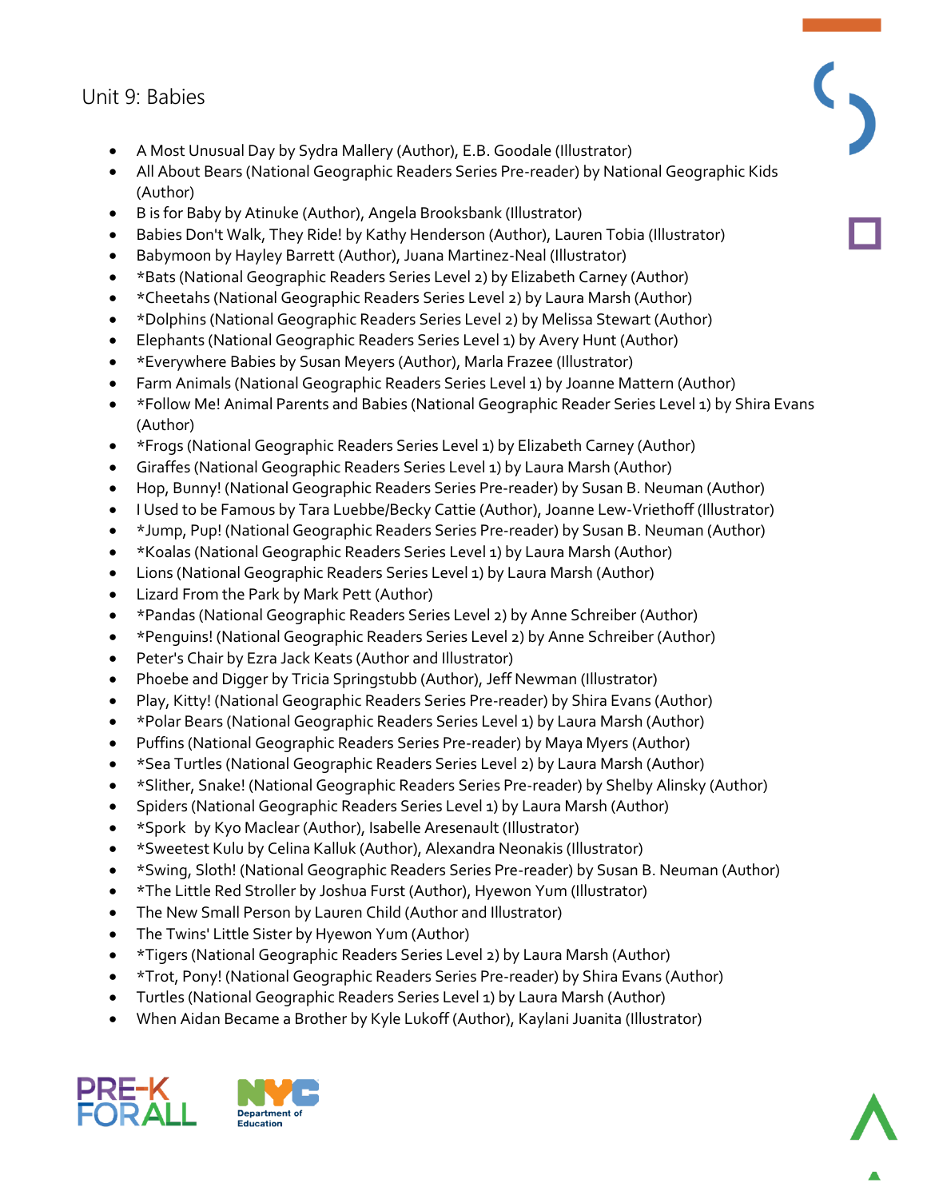## Unit 9: Babies

- A Most Unusual Day by Sydra Mallery (Author), E.B. Goodale (Illustrator)
- All About Bears (National Geographic Readers Series Pre-reader) by National Geographic Kids (Author)
- B is for Baby by Atinuke (Author), Angela Brooksbank (Illustrator)
- Babies Don't Walk, They Ride! by Kathy Henderson (Author), Lauren Tobia (Illustrator)
- Babymoon by Hayley Barrett (Author), Juana Martinez-Neal (Illustrator)
- *Bats (National Geographic Readers Series Level 2) by Elizabeth Carney (Author)
- *Cheetahs (National Geographic Readers Series Level 2) by Laura Marsh (Author)
- *Dolphins (National Geographic Readers Series Level 2) by Melissa Stewart (Author)
- Elephants (National Geographic Readers Series Level 1) by Avery Hunt (Author)
- *Everywhere Babies by Susan Meyers (Author), Marla Frazee (Illustrator)
- Farm Animals (National Geographic Readers Series Level 1) by Joanne Mattern (Author)
- *Follow Me! Animal Parents and Babies (National Geographic Reader Series Level 1) by Shira Evans (Author)
- *Frogs (National Geographic Readers Series Level 1) by Elizabeth Carney (Author)
- Giraffes (National Geographic Readers Series Level 1) by Laura Marsh (Author)
- Hop, Bunny! (National Geographic Readers Series Pre-reader) by Susan B. Neuman (Author)
- I Used to be Famous by Tara Luebbe/Becky Cattie (Author), Joanne Lew-Vriethoff (Illustrator)
- *Jump, Pup! (National Geographic Readers Series Pre-reader) by Susan B. Neuman (Author)
- *Koalas (National Geographic Readers Series Level 1) by Laura Marsh (Author)
- Lions (National Geographic Readers Series Level 1) by Laura Marsh (Author)
- Lizard From the Park by Mark Pett (Author)
- *Pandas (National Geographic Readers Series Level 2) by Anne Schreiber (Author)
- *Penguins! (National Geographic Readers Series Level 2) by Anne Schreiber (Author)
- Peter's Chair by Ezra Jack Keats (Author and Illustrator)
- Phoebe and Digger by Tricia Springstubb (Author), Jeff Newman (Illustrator)
- Play, Kitty! (National Geographic Readers Series Pre-reader) by Shira Evans (Author)
- *Polar Bears (National Geographic Readers Series Level 1) by Laura Marsh (Author)
- Puffins (National Geographic Readers Series Pre-reader) by Maya Myers (Author)
- *Sea Turtles (National Geographic Readers Series Level 2) by Laura Marsh (Author)
- *Slither, Snake! (National Geographic Readers Series Pre-reader) by Shelby Alinsky (Author)
- Spiders (National Geographic Readers Series Level 1) by Laura Marsh (Author)
- *Spork by Kyo Maclear (Author), Isabelle Aresenault (Illustrator)
- *Sweetest Kulu by Celina Kalluk (Author), Alexandra Neonakis (Illustrator)
- *Swing, Sloth! (National Geographic Readers Series Pre-reader) by Susan B. Neuman (Author)
- *The Little Red Stroller by Joshua Furst (Author), Hyewon Yum (Illustrator)
- The New Small Person by Lauren Child (Author and Illustrator)
- The Twins' Little Sister by Hyewon Yum (Author)
- *Tigers (National Geographic Readers Series Level 2) by Laura Marsh (Author)
- *Trot, Pony! (National Geographic Readers Series Pre-reader) by Shira Evans (Author)
- Turtles (National Geographic Readers Series Level 1) by Laura Marsh (Author)
- When Aidan Became a Brother by Kyle Lukoff (Author), Kaylani Juanita (Illustrator)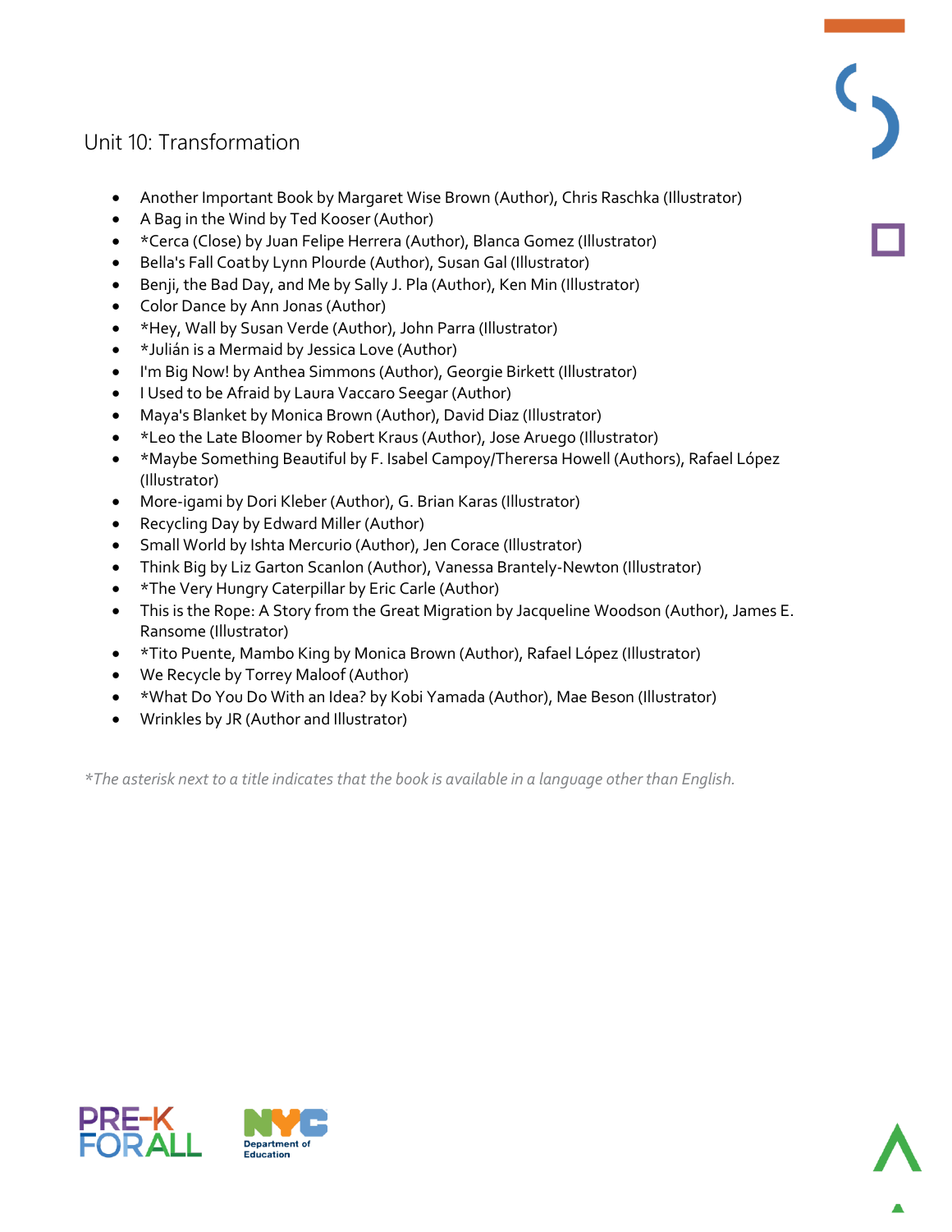## Unit 10: Transformation

- Another Important Book by Margaret Wise Brown (Author), Chris Raschka (Illustrator)
- A Bag in the Wind by Ted Kooser (Author)
- *Cerca (Close) by Juan Felipe Herrera (Author), Blanca Gomez (Illustrator)
- Bella's Fall Coat by Lynn Plourde (Author), Susan Gal (Illustrator)
- Benji, the Bad Day, and Me by Sally J. Pla (Author), Ken Min (Illustrator)
- Color Dance by Ann Jonas (Author)
- *Hey, Wall by Susan Verde (Author), John Parra (Illustrator)
- *Julián is a Mermaid by Jessica Love (Author)
- I'm Big Now! by Anthea Simmons (Author), Georgie Birkett (Illustrator)
- I Used to be Afraid by Laura Vaccaro Seegar (Author)
- Maya's Blanket by Monica Brown (Author), David Diaz (Illustrator)
- *Leo the Late Bloomer by Robert Kraus (Author), Jose Aruego (Illustrator)
- *Maybe Something Beautiful by F. Isabel Campoy/Therersa Howell (Authors), Rafael López (Illustrator)
- More-igami by Dori Kleber (Author), G. Brian Karas (Illustrator)
- Recycling Day by Edward Miller (Author)
- Small World by Ishta Mercurio (Author), Jen Corace (Illustrator)
- Think Big by Liz Garton Scanlon (Author), Vanessa Brantely-Newton (Illustrator)
- *The Very Hungry Caterpillar by Eric Carle (Author)
- This is the Rope: A Story from the Great Migration by Jacqueline Woodson (Author), James E. Ransome (Illustrator)
- *Tito Puente, Mambo King by Monica Brown (Author), Rafael López (Illustrator)
- We Recycle by Torrey Maloof (Author)
- *What Do You Do With an Idea? by Kobi Yamada (Author), Mae Beson (Illustrator)
- Wrinkles by JR (Author and Illustrator)

*\*The asterisk next to a title indicates that the book is available in a language other than English.*

PRE-K FOR ALL

NYC Department of Education